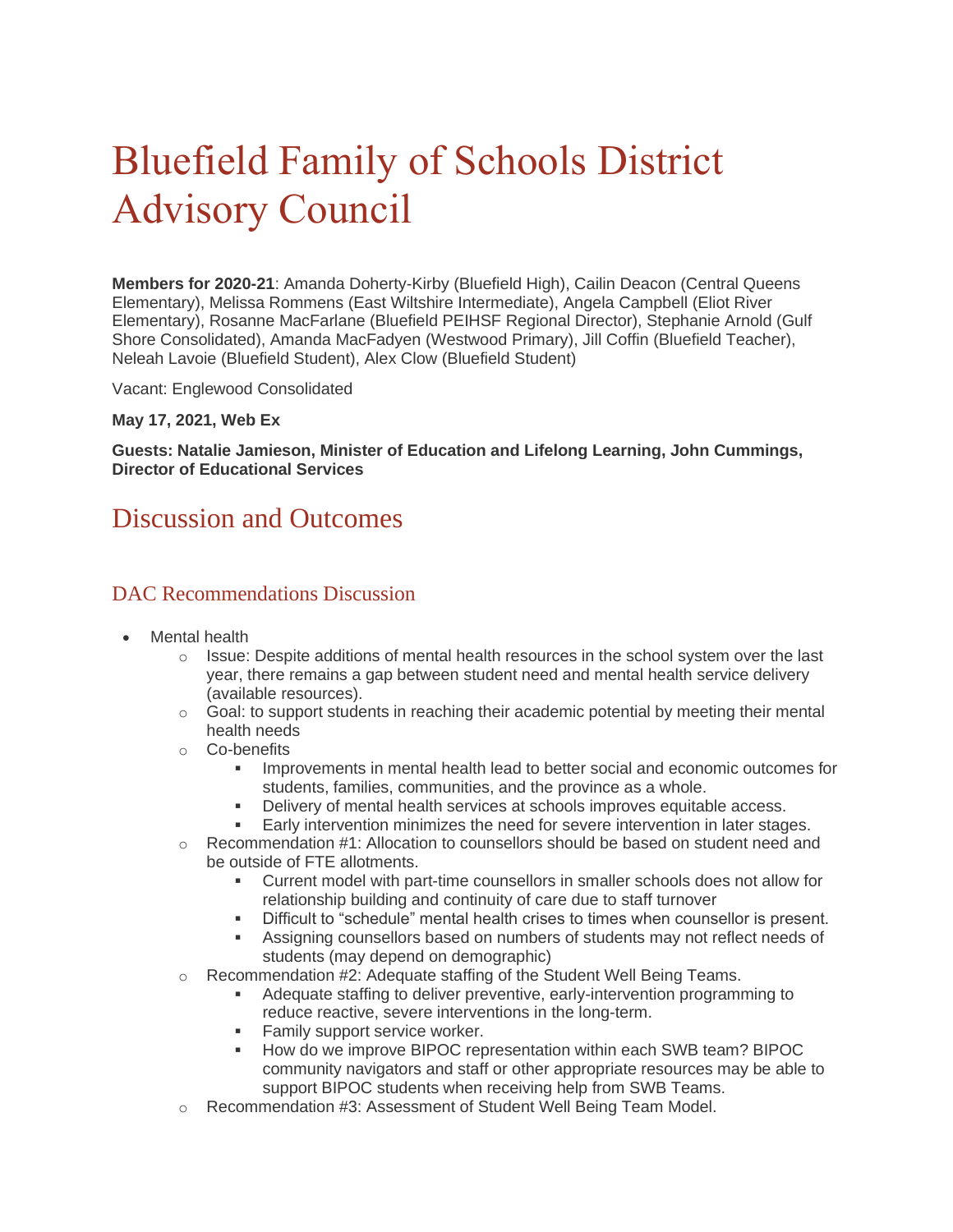# Bluefield Family of Schools District Advisory Council

**Members for 2020-21**: Amanda Doherty-Kirby (Bluefield High), Cailin Deacon (Central Queens Elementary), Melissa Rommens (East Wiltshire Intermediate), Angela Campbell (Eliot River Elementary), Rosanne MacFarlane (Bluefield PEIHSF Regional Director), Stephanie Arnold (Gulf Shore Consolidated), Amanda MacFadyen (Westwood Primary), Jill Coffin (Bluefield Teacher), Neleah Lavoie (Bluefield Student), Alex Clow (Bluefield Student)

Vacant: Englewood Consolidated

**May 17, 2021, Web Ex**

**Guests: Natalie Jamieson, Minister of Education and Lifelong Learning, John Cummings, Director of Educational Services**

## Discussion and Outcomes

### DAC Recommendations Discussion

- Mental health
  - Issue: Despite additions of mental health resources in the school system over the last year, there remains a gap between student need and mental health service delivery (available resources).
  - Goal: to support students in reaching their academic potential by meeting their mental health needs
  - Co-benefits
    - Improvements in mental health lead to better social and economic outcomes for students, families, communities, and the province as a whole.
    - Delivery of mental health services at schools improves equitable access.
    - Early intervention minimizes the need for severe intervention in later stages.
  - Recommendation #1: Allocation to counsellors should be based on student need and be outside of FTE allotments.
    - Current model with part-time counsellors in smaller schools does not allow for relationship building and continuity of care due to staff turnover
    - Difficult to "schedule" mental health crises to times when counsellor is present.
    - Assigning counsellors based on numbers of students may not reflect needs of students (may depend on demographic)
  - Recommendation #2: Adequate staffing of the Student Well Being Teams.
    - Adequate staffing to deliver preventive, early-intervention programming to reduce reactive, severe interventions in the long-term.
    - Family support service worker.
    - How do we improve BIPOC representation within each SWB team? BIPOC community navigators and staff or other appropriate resources may be able to support BIPOC students when receiving help from SWB Teams.
  - Recommendation #3: Assessment of Student Well Being Team Model.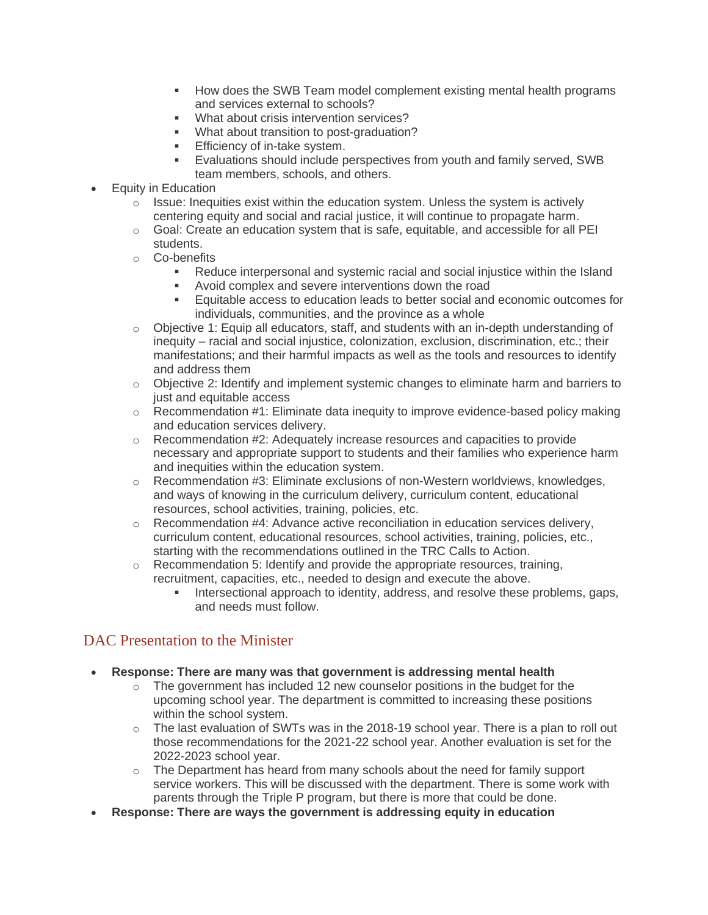- How does the SWB Team model complement existing mental health programs and services external to schools?
    - What about crisis intervention services?
    - What about transition to post-graduation?
    - Efficiency of in-take system.
    - Evaluations should include perspectives from youth and family served, SWB team members, schools, and others.
- Equity in Education
  - Issue: Inequities exist within the education system. Unless the system is actively centering equity and social and racial justice, it will continue to propagate harm.
  - Goal: Create an education system that is safe, equitable, and accessible for all PEI students.
  - Co-benefits
    - Reduce interpersonal and systemic racial and social injustice within the Island
    - Avoid complex and severe interventions down the road
    - Equitable access to education leads to better social and economic outcomes for individuals, communities, and the province as a whole
  - Objective 1: Equip all educators, staff, and students with an in-depth understanding of inequity – racial and social injustice, colonization, exclusion, discrimination, etc.; their manifestations; and their harmful impacts as well as the tools and resources to identify and address them
  - Objective 2: Identify and implement systemic changes to eliminate harm and barriers to just and equitable access
  - Recommendation #1: Eliminate data inequity to improve evidence-based policy making and education services delivery.
  - Recommendation #2: Adequately increase resources and capacities to provide necessary and appropriate support to students and their families who experience harm and inequities within the education system.
  - Recommendation #3: Eliminate exclusions of non-Western worldviews, knowledges, and ways of knowing in the curriculum delivery, curriculum content, educational resources, school activities, training, policies, etc.
  - Recommendation #4: Advance active reconciliation in education services delivery, curriculum content, educational resources, school activities, training, policies, etc., starting with the recommendations outlined in the TRC Calls to Action.
  - Recommendation 5: Identify and provide the appropriate resources, training, recruitment, capacities, etc., needed to design and execute the above.
    - Intersectional approach to identity, address, and resolve these problems, gaps, and needs must follow.

## DAC Presentation to the Minister

- **Response: There are many was that government is addressing mental health**
  - The government has included 12 new counselor positions in the budget for the upcoming school year. The department is committed to increasing these positions within the school system.
  - The last evaluation of SWTs was in the 2018-19 school year. There is a plan to roll out those recommendations for the 2021-22 school year. Another evaluation is set for the 2022-2023 school year.
  - The Department has heard from many schools about the need for family support service workers. This will be discussed with the department. There is some work with parents through the Triple P program, but there is more that could be done.
- **Response: There are ways the government is addressing equity in education**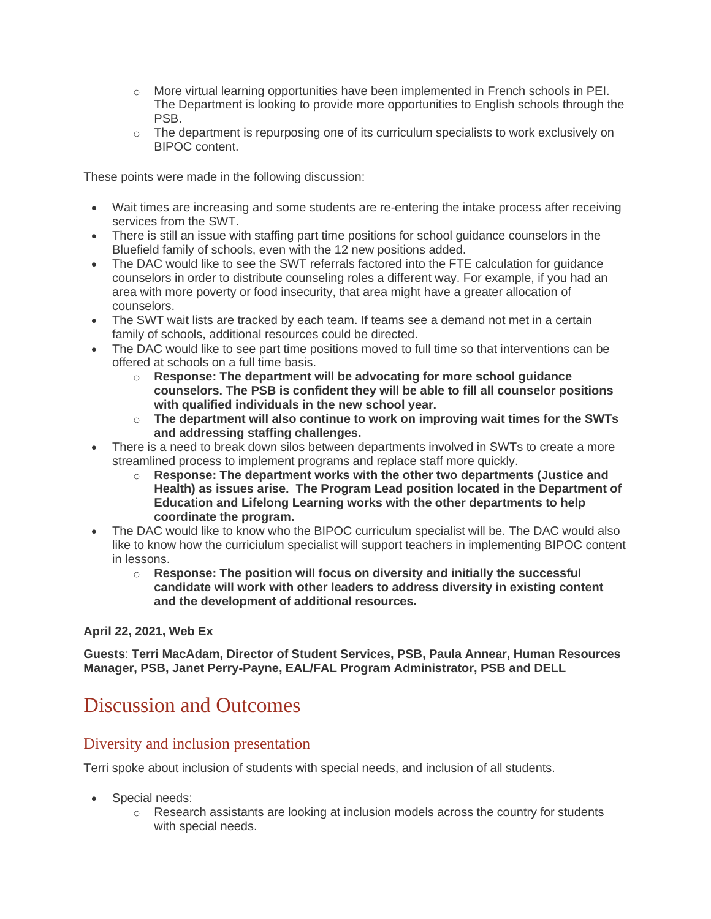- More virtual learning opportunities have been implemented in French schools in PEI. The Department is looking to provide more opportunities to English schools through the PSB.
- The department is repurposing one of its curriculum specialists to work exclusively on BIPOC content.

These points were made in the following discussion:

- Wait times are increasing and some students are re-entering the intake process after receiving services from the SWT.
- There is still an issue with staffing part time positions for school guidance counselors in the Bluefield family of schools, even with the 12 new positions added.
- The DAC would like to see the SWT referrals factored into the FTE calculation for guidance counselors in order to distribute counseling roles a different way. For example, if you had an area with more poverty or food insecurity, that area might have a greater allocation of counselors.
- The SWT wait lists are tracked by each team. If teams see a demand not met in a certain family of schools, additional resources could be directed.
- The DAC would like to see part time positions moved to full time so that interventions can be offered at schools on a full time basis.
  - **Response: The department will be advocating for more school guidance counselors. The PSB is confident they will be able to fill all counselor positions with qualified individuals in the new school year.**
  - **The department will also continue to work on improving wait times for the SWTs and addressing staffing challenges.**
- There is a need to break down silos between departments involved in SWTs to create a more streamlined process to implement programs and replace staff more quickly.
  - **Response: The department works with the other two departments (Justice and Health) as issues arise. The Program Lead position located in the Department of Education and Lifelong Learning works with the other departments to help coordinate the program.**
- The DAC would like to know who the BIPOC curriculum specialist will be. The DAC would also like to know how the curriciulum specialist will support teachers in implementing BIPOC content in lessons.
  - **Response: The position will focus on diversity and initially the successful candidate will work with other leaders to address diversity in existing content and the development of additional resources.**

**April 22, 2021, Web Ex**

**Guests**: **Terri MacAdam, Director of Student Services, PSB, Paula Annear, Human Resources Manager, PSB, Janet Perry-Payne, EAL/FAL Program Administrator, PSB and DELL**

# Discussion and Outcomes

## Diversity and inclusion presentation

Terri spoke about inclusion of students with special needs, and inclusion of all students.

- Special needs:
  - Research assistants are looking at inclusion models across the country for students with special needs.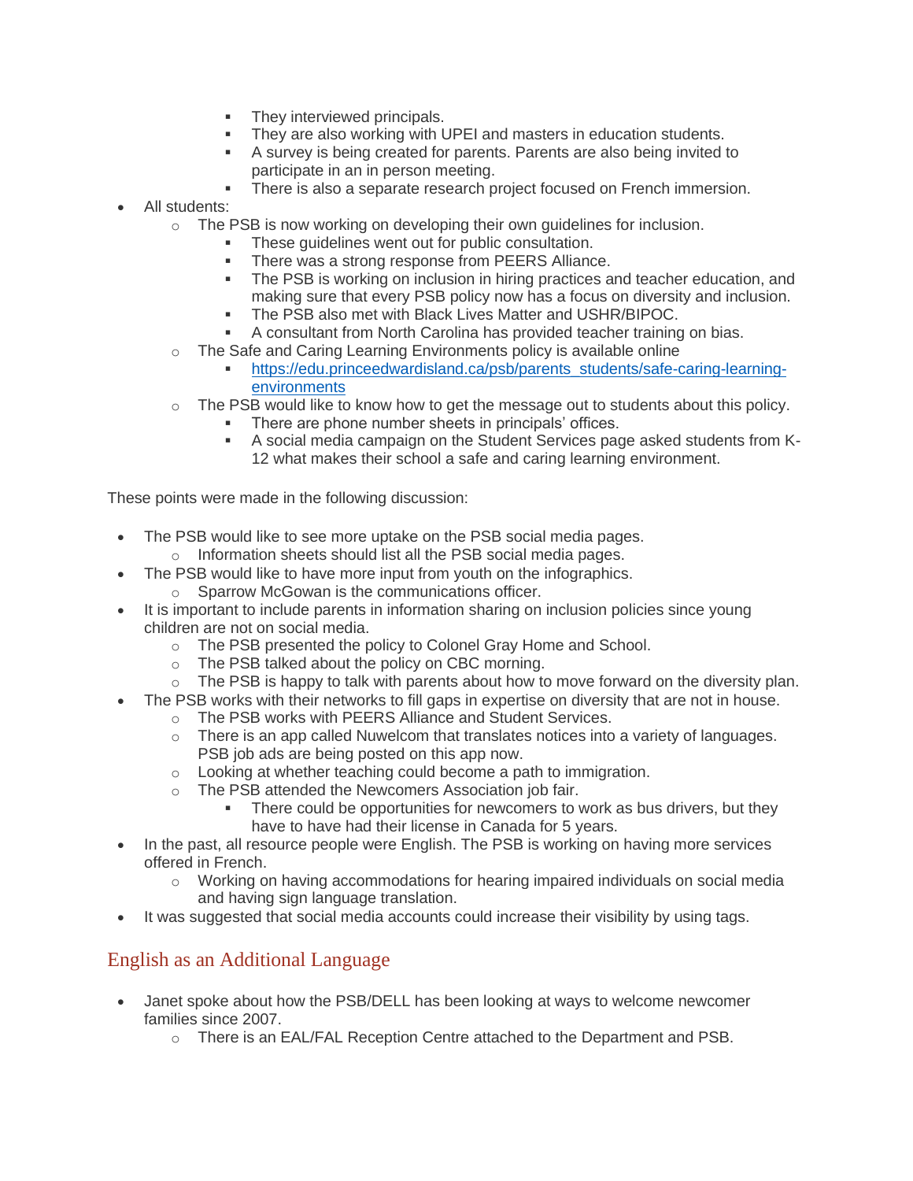- They interviewed principals.
        - They are also working with UPEI and masters in education students.
        - A survey is being created for parents. Parents are also being invited to participate in an in person meeting.
        - There is also a separate research project focused on French immersion.
- All students:
    - The PSB is now working on developing their own guidelines for inclusion.
        - These guidelines went out for public consultation.
        - There was a strong response from PEERS Alliance.
        - The PSB is working on inclusion in hiring practices and teacher education, and making sure that every PSB policy now has a focus on diversity and inclusion.
        - The PSB also met with Black Lives Matter and USHR/BIPOC.
        - A consultant from North Carolina has provided teacher training on bias.
    - The Safe and Caring Learning Environments policy is available online
        - [https://edu.princeedwardisland.ca/psb/parents_students/safe-caring-learning-environments](https://edu.princeedwardisland.ca/psb/parents_students/safe-caring-learning-environments)
    - The PSB would like to know how to get the message out to students about this policy.
        - There are phone number sheets in principals' offices.
        - A social media campaign on the Student Services page asked students from K-12 what makes their school a safe and caring learning environment.

These points were made in the following discussion:

- The PSB would like to see more uptake on the PSB social media pages.
    - Information sheets should list all the PSB social media pages.
- The PSB would like to have more input from youth on the infographics.
    - Sparrow McGowan is the communications officer.
- It is important to include parents in information sharing on inclusion policies since young children are not on social media.
    - The PSB presented the policy to Colonel Gray Home and School.
    - The PSB talked about the policy on CBC morning.
    - The PSB is happy to talk with parents about how to move forward on the diversity plan.
- The PSB works with their networks to fill gaps in expertise on diversity that are not in house.
    - The PSB works with PEERS Alliance and Student Services.
    - There is an app called Nuwelcom that translates notices into a variety of languages. PSB job ads are being posted on this app now.
    - Looking at whether teaching could become a path to immigration.
    - The PSB attended the Newcomers Association job fair.
        - There could be opportunities for newcomers to work as bus drivers, but they have to have had their license in Canada for 5 years.
- In the past, all resource people were English. The PSB is working on having more services offered in French.
    - Working on having accommodations for hearing impaired individuals on social media and having sign language translation.
- It was suggested that social media accounts could increase their visibility by using tags.

## English as an Additional Language

- Janet spoke about how the PSB/DELL has been looking at ways to welcome newcomer families since 2007.
    - There is an EAL/FAL Reception Centre attached to the Department and PSB.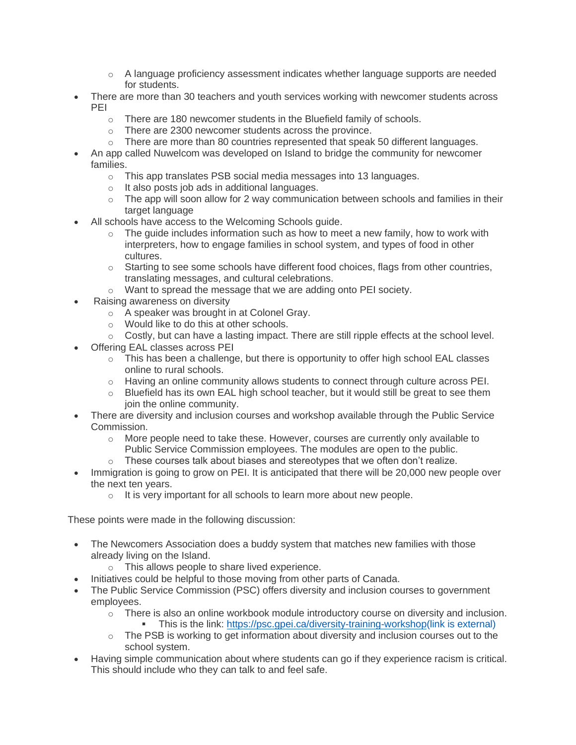- A language proficiency assessment indicates whether language supports are needed for students.
- There are more than 30 teachers and youth services working with newcomer students across PEI
  - There are 180 newcomer students in the Bluefield family of schools.
  - There are 2300 newcomer students across the province.
  - There are more than 80 countries represented that speak 50 different languages.
- An app called Nuwelcom was developed on Island to bridge the community for newcomer families.
  - This app translates PSB social media messages into 13 languages.
  - It also posts job ads in additional languages.
  - The app will soon allow for 2 way communication between schools and families in their target language
- All schools have access to the Welcoming Schools guide.
  - The guide includes information such as how to meet a new family, how to work with interpreters, how to engage families in school system, and types of food in other cultures.
  - Starting to see some schools have different food choices, flags from other countries, translating messages, and cultural celebrations.
  - Want to spread the message that we are adding onto PEI society.
- Raising awareness on diversity
  - A speaker was brought in at Colonel Gray.
  - Would like to do this at other schools.
  - Costly, but can have a lasting impact. There are still ripple effects at the school level.
- Offering EAL classes across PEI
  - This has been a challenge, but there is opportunity to offer high school EAL classes online to rural schools.
  - Having an online community allows students to connect through culture across PEI.
  - Bluefield has its own EAL high school teacher, but it would still be great to see them join the online community.
- There are diversity and inclusion courses and workshop available through the Public Service Commission.
  - More people need to take these. However, courses are currently only available to Public Service Commission employees. The modules are open to the public.
  - These courses talk about biases and stereotypes that we often don't realize.
- Immigration is going to grow on PEI. It is anticipated that there will be 20,000 new people over the next ten years.
  - It is very important for all schools to learn more about new people.

These points were made in the following discussion:

- The Newcomers Association does a buddy system that matches new families with those already living on the Island.
  - This allows people to share lived experience.
- Initiatives could be helpful to those moving from other parts of Canada.
- The Public Service Commission (PSC) offers diversity and inclusion courses to government employees.
  - There is also an online workbook module introductory course on diversity and inclusion.
    - This is the link: [https://psc.gpei.ca/diversity-training-workshop(link is external)](https://psc.gpei.ca/diversity-training-workshop)
  - The PSB is working to get information about diversity and inclusion courses out to the school system.
- Having simple communication about where students can go if they experience racism is critical. This should include who they can talk to and feel safe.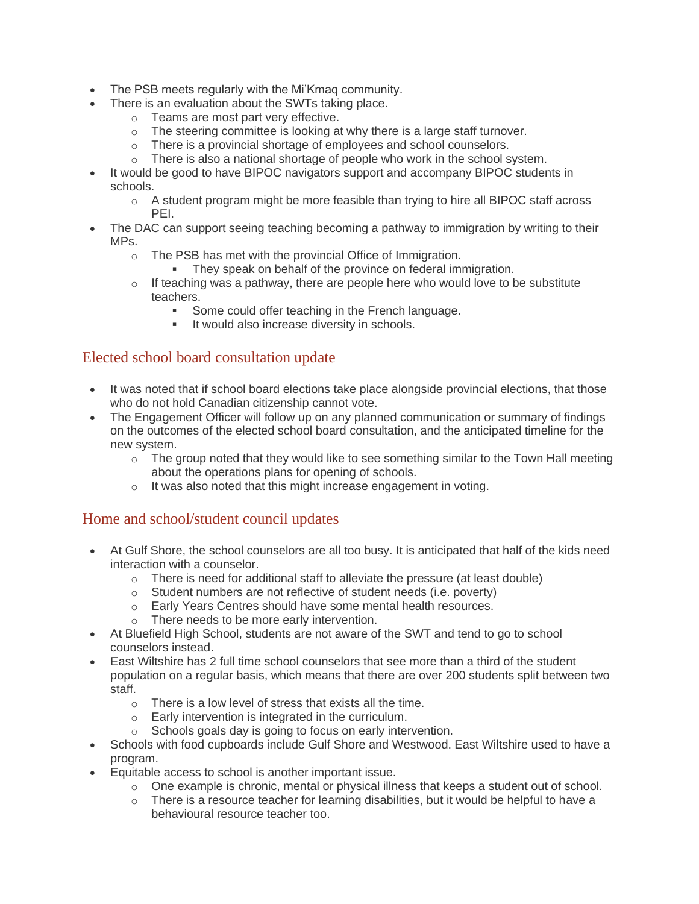- The PSB meets regularly with the Mi'Kmaq community.
- There is an evaluation about the SWTs taking place.
    - Teams are most part very effective.
    - The steering committee is looking at why there is a large staff turnover.
    - There is a provincial shortage of employees and school counselors.
    - There is also a national shortage of people who work in the school system.
- It would be good to have BIPOC navigators support and accompany BIPOC students in schools.
    - A student program might be more feasible than trying to hire all BIPOC staff across PEI.
- The DAC can support seeing teaching becoming a pathway to immigration by writing to their MPs.
    - The PSB has met with the provincial Office of Immigration.
        - They speak on behalf of the province on federal immigration.
    - If teaching was a pathway, there are people here who would love to be substitute teachers.
        - Some could offer teaching in the French language.
        - It would also increase diversity in schools.

## Elected school board consultation update

- It was noted that if school board elections take place alongside provincial elections, that those who do not hold Canadian citizenship cannot vote.
- The Engagement Officer will follow up on any planned communication or summary of findings on the outcomes of the elected school board consultation, and the anticipated timeline for the new system.
    - The group noted that they would like to see something similar to the Town Hall meeting about the operations plans for opening of schools.
    - It was also noted that this might increase engagement in voting.

## Home and school/student council updates

- At Gulf Shore, the school counselors are all too busy. It is anticipated that half of the kids need interaction with a counselor.
    - There is need for additional staff to alleviate the pressure (at least double)
    - Student numbers are not reflective of student needs (i.e. poverty)
    - Early Years Centres should have some mental health resources.
    - There needs to be more early intervention.
- At Bluefield High School, students are not aware of the SWT and tend to go to school counselors instead.
- East Wiltshire has 2 full time school counselors that see more than a third of the student population on a regular basis, which means that there are over 200 students split between two staff.
    - There is a low level of stress that exists all the time.
    - Early intervention is integrated in the curriculum.
    - Schools goals day is going to focus on early intervention.
- Schools with food cupboards include Gulf Shore and Westwood. East Wiltshire used to have a program.
- Equitable access to school is another important issue.
    - One example is chronic, mental or physical illness that keeps a student out of school.
    - There is a resource teacher for learning disabilities, but it would be helpful to have a behavioural resource teacher too.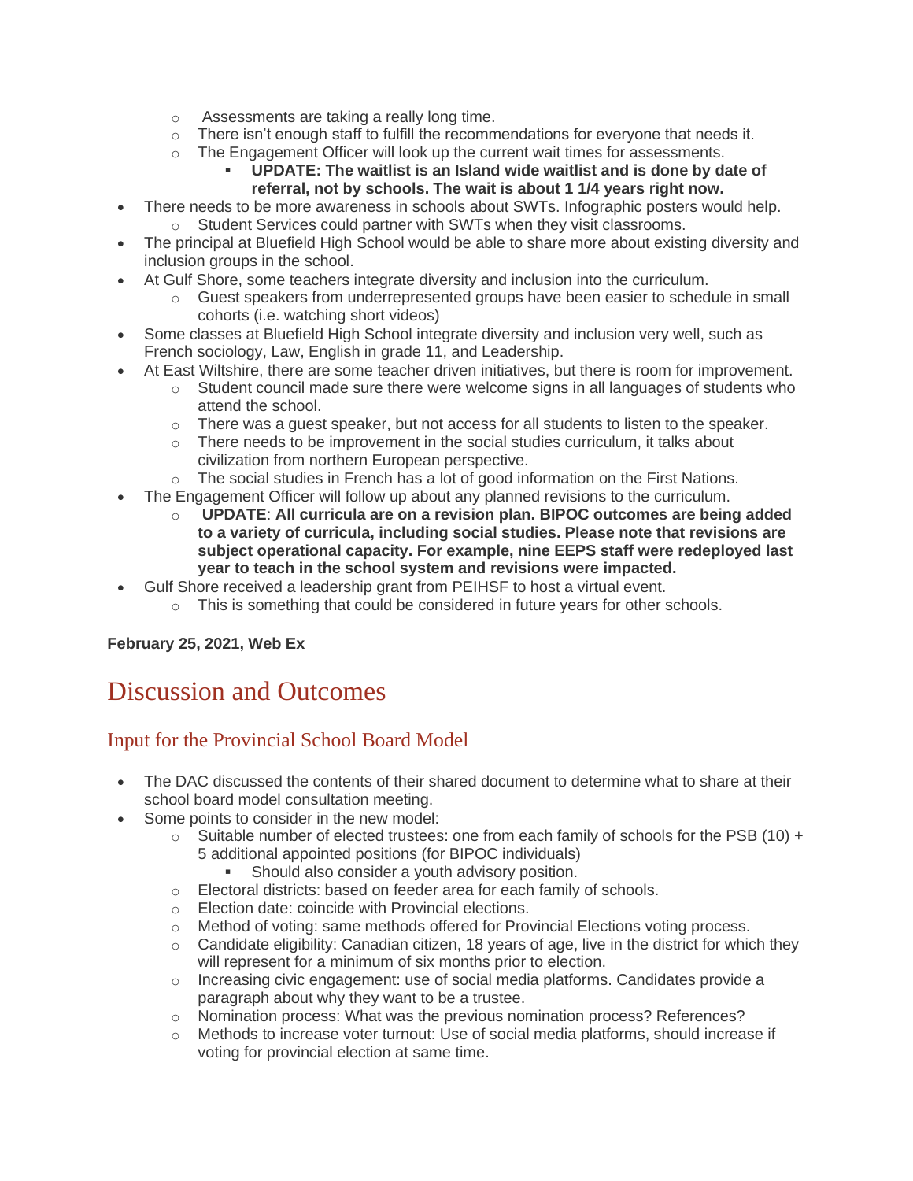- Assessments are taking a really long time.
  - There isn't enough staff to fulfill the recommendations for everyone that needs it.
  - The Engagement Officer will look up the current wait times for assessments.
    - **UPDATE: The waitlist is an Island wide waitlist and is done by date of referral, not by schools. The wait is about 1 1/4 years right now.**
- There needs to be more awareness in schools about SWTs. Infographic posters would help.
  - Student Services could partner with SWTs when they visit classrooms.
- The principal at Bluefield High School would be able to share more about existing diversity and inclusion groups in the school.
- At Gulf Shore, some teachers integrate diversity and inclusion into the curriculum.
  - Guest speakers from underrepresented groups have been easier to schedule in small cohorts (i.e. watching short videos)
- Some classes at Bluefield High School integrate diversity and inclusion very well, such as French sociology, Law, English in grade 11, and Leadership.
- At East Wiltshire, there are some teacher driven initiatives, but there is room for improvement.
  - Student council made sure there were welcome signs in all languages of students who attend the school.
  - There was a guest speaker, but not access for all students to listen to the speaker.
  - There needs to be improvement in the social studies curriculum, it talks about civilization from northern European perspective.
  - The social studies in French has a lot of good information on the First Nations.
- The Engagement Officer will follow up about any planned revisions to the curriculum.
  - **UPDATE**: **All curricula are on a revision plan. BIPOC outcomes are being added to a variety of curricula, including social studies. Please note that revisions are subject operational capacity. For example, nine EEPS staff were redeployed last year to teach in the school system and revisions were impacted.**
- Gulf Shore received a leadership grant from PEIHSF to host a virtual event.
  - This is something that could be considered in future years for other schools.

**February 25, 2021, Web Ex**

# Discussion and Outcomes

## Input for the Provincial School Board Model

- The DAC discussed the contents of their shared document to determine what to share at their school board model consultation meeting.
- Some points to consider in the new model:
  - Suitable number of elected trustees: one from each family of schools for the PSB (10) + 5 additional appointed positions (for BIPOC individuals)
    - Should also consider a youth advisory position.
  - Electoral districts: based on feeder area for each family of schools.
  - Election date: coincide with Provincial elections.
  - Method of voting: same methods offered for Provincial Elections voting process.
  - Candidate eligibility: Canadian citizen, 18 years of age, live in the district for which they will represent for a minimum of six months prior to election.
  - Increasing civic engagement: use of social media platforms. Candidates provide a paragraph about why they want to be a trustee.
  - Nomination process: What was the previous nomination process? References?
  - Methods to increase voter turnout: Use of social media platforms, should increase if voting for provincial election at same time.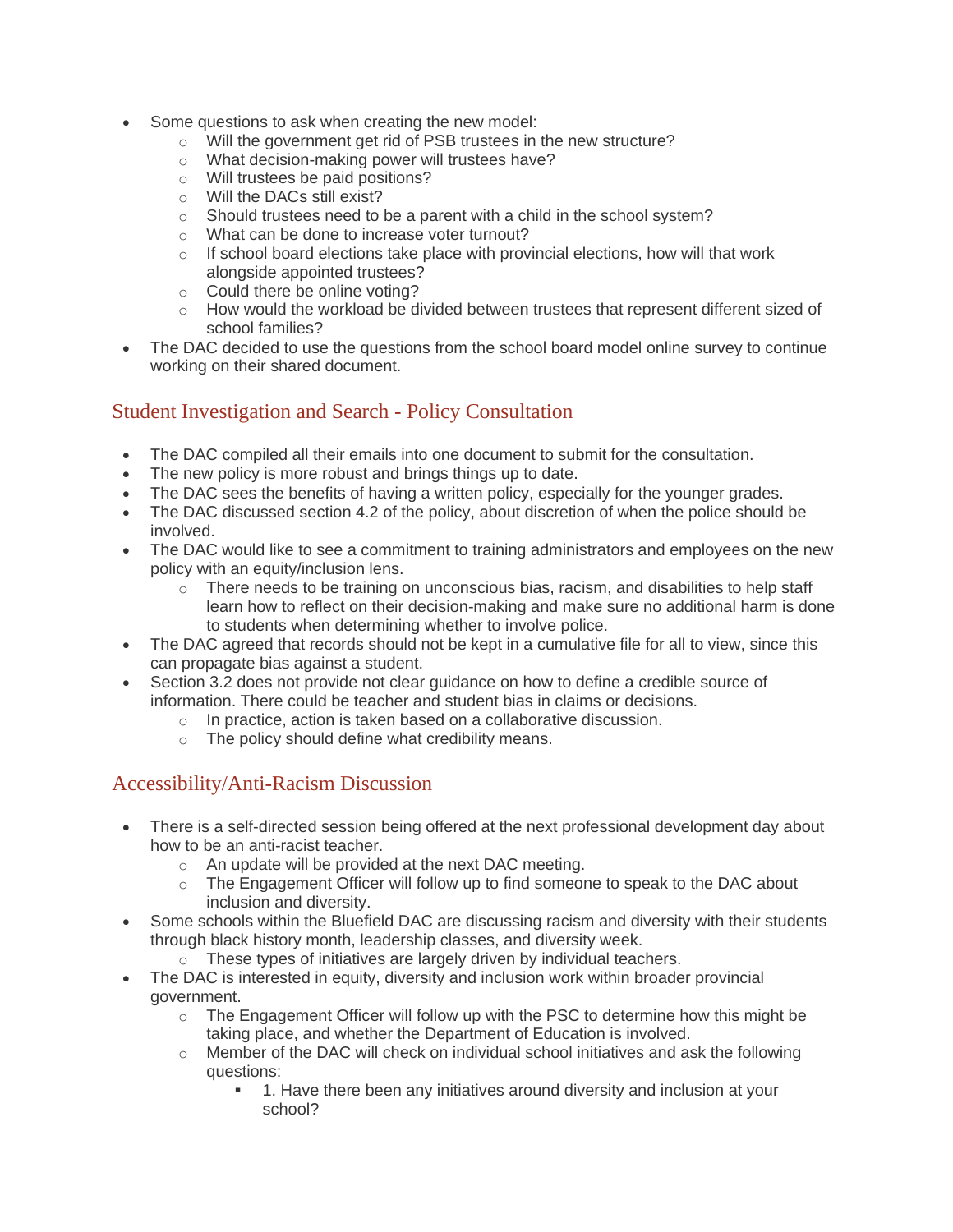- Some questions to ask when creating the new model:
  - Will the government get rid of PSB trustees in the new structure?
  - What decision-making power will trustees have?
  - Will trustees be paid positions?
  - Will the DACs still exist?
  - Should trustees need to be a parent with a child in the school system?
  - What can be done to increase voter turnout?
  - If school board elections take place with provincial elections, how will that work alongside appointed trustees?
  - Could there be online voting?
  - How would the workload be divided between trustees that represent different sized of school families?
- The DAC decided to use the questions from the school board model online survey to continue working on their shared document.

## Student Investigation and Search - Policy Consultation

- The DAC compiled all their emails into one document to submit for the consultation.
- The new policy is more robust and brings things up to date.
- The DAC sees the benefits of having a written policy, especially for the younger grades.
- The DAC discussed section 4.2 of the policy, about discretion of when the police should be involved.
- The DAC would like to see a commitment to training administrators and employees on the new policy with an equity/inclusion lens.
  - There needs to be training on unconscious bias, racism, and disabilities to help staff learn how to reflect on their decision-making and make sure no additional harm is done to students when determining whether to involve police.
- The DAC agreed that records should not be kept in a cumulative file for all to view, since this can propagate bias against a student.
- Section 3.2 does not provide not clear guidance on how to define a credible source of information. There could be teacher and student bias in claims or decisions.
  - In practice, action is taken based on a collaborative discussion.
  - The policy should define what credibility means.

## Accessibility/Anti-Racism Discussion

- There is a self-directed session being offered at the next professional development day about how to be an anti-racist teacher.
  - An update will be provided at the next DAC meeting.
  - The Engagement Officer will follow up to find someone to speak to the DAC about inclusion and diversity.
- Some schools within the Bluefield DAC are discussing racism and diversity with their students through black history month, leadership classes, and diversity week.
  - These types of initiatives are largely driven by individual teachers.
- The DAC is interested in equity, diversity and inclusion work within broader provincial government.
  - The Engagement Officer will follow up with the PSC to determine how this might be taking place, and whether the Department of Education is involved.
  - Member of the DAC will check on individual school initiatives and ask the following questions:
    - 1. Have there been any initiatives around diversity and inclusion at your school?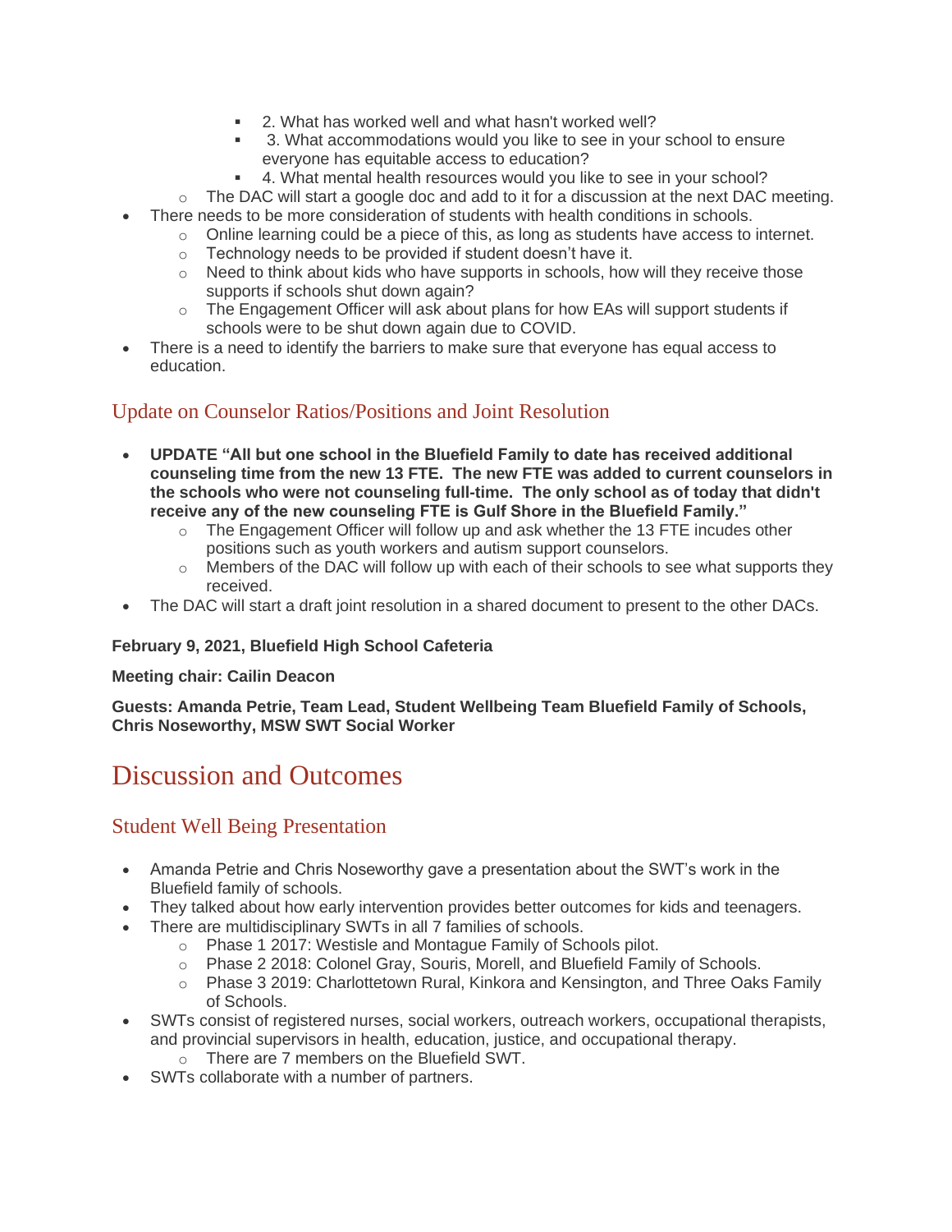- 2. What has worked well and what hasn't worked well?
        - 3. What accommodations would you like to see in your school to ensure everyone has equitable access to education?
        - 4. What mental health resources would you like to see in your school?
    - The DAC will start a google doc and add to it for a discussion at the next DAC meeting.
- There needs to be more consideration of students with health conditions in schools.
    - Online learning could be a piece of this, as long as students have access to internet.
    - Technology needs to be provided if student doesn't have it.
    - Need to think about kids who have supports in schools, how will they receive those supports if schools shut down again?
    - The Engagement Officer will ask about plans for how EAs will support students if schools were to be shut down again due to COVID.
- There is a need to identify the barriers to make sure that everyone has equal access to education.

### Update on Counselor Ratios/Positions and Joint Resolution

- **UPDATE "All but one school in the Bluefield Family to date has received additional counseling time from the new 13 FTE. The new FTE was added to current counselors in the schools who were not counseling full-time. The only school as of today that didn't receive any of the new counseling FTE is Gulf Shore in the Bluefield Family."**
    - The Engagement Officer will follow up and ask whether the 13 FTE incudes other positions such as youth workers and autism support counselors.
    - Members of the DAC will follow up with each of their schools to see what supports they received.
- The DAC will start a draft joint resolution in a shared document to present to the other DACs.

**February 9, 2021, Bluefield High School Cafeteria**

**Meeting chair: Cailin Deacon**

**Guests: Amanda Petrie, Team Lead, Student Wellbeing Team Bluefield Family of Schools, Chris Noseworthy, MSW SWT Social Worker**

## Discussion and Outcomes

### Student Well Being Presentation

- Amanda Petrie and Chris Noseworthy gave a presentation about the SWT's work in the Bluefield family of schools.
- They talked about how early intervention provides better outcomes for kids and teenagers.
- There are multidisciplinary SWTs in all 7 families of schools.
    - Phase 1 2017: Westisle and Montague Family of Schools pilot.
    - Phase 2 2018: Colonel Gray, Souris, Morell, and Bluefield Family of Schools.
    - Phase 3 2019: Charlottetown Rural, Kinkora and Kensington, and Three Oaks Family of Schools.
- SWTs consist of registered nurses, social workers, outreach workers, occupational therapists, and provincial supervisors in health, education, justice, and occupational therapy.
    - There are 7 members on the Bluefield SWT.
- SWTs collaborate with a number of partners.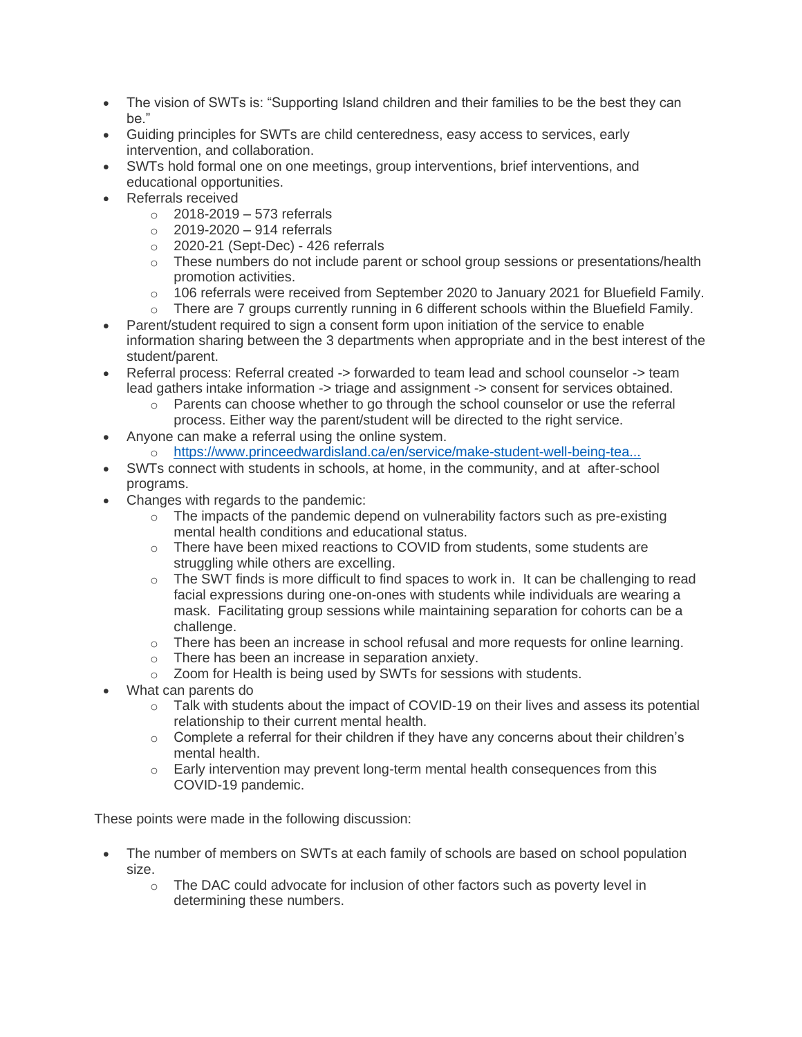- The vision of SWTs is: "Supporting Island children and their families to be the best they can be."
- Guiding principles for SWTs are child centeredness, easy access to services, early intervention, and collaboration.
- SWTs hold formal one on one meetings, group interventions, brief interventions, and educational opportunities.
- Referrals received
    - 2018-2019 – 573 referrals
    - 2019-2020 – 914 referrals
    - 2020-21 (Sept-Dec) - 426 referrals
    - These numbers do not include parent or school group sessions or presentations/health promotion activities.
    - 106 referrals were received from September 2020 to January 2021 for Bluefield Family.
    - There are 7 groups currently running in 6 different schools within the Bluefield Family.
- Parent/student required to sign a consent form upon initiation of the service to enable information sharing between the 3 departments when appropriate and in the best interest of the student/parent.
- Referral process: Referral created -> forwarded to team lead and school counselor -> team lead gathers intake information -> triage and assignment -> consent for services obtained.
    - Parents can choose whether to go through the school counselor or use the referral process. Either way the parent/student will be directed to the right service.
- Anyone can make a referral using the online system.
    - [https://www.princeedwardisland.ca/en/service/make-student-well-being-tea...](https://www.princeedwardisland.ca/en/service/make-student-well-being-tea...)
- SWTs connect with students in schools, at home, in the community, and at after-school programs.
- Changes with regards to the pandemic:
    - The impacts of the pandemic depend on vulnerability factors such as pre-existing mental health conditions and educational status.
    - There have been mixed reactions to COVID from students, some students are struggling while others are excelling.
    - The SWT finds is more difficult to find spaces to work in. It can be challenging to read facial expressions during one-on-ones with students while individuals are wearing a mask. Facilitating group sessions while maintaining separation for cohorts can be a challenge.
    - There has been an increase in school refusal and more requests for online learning.
    - There has been an increase in separation anxiety.
    - Zoom for Health is being used by SWTs for sessions with students.
- What can parents do
    - Talk with students about the impact of COVID-19 on their lives and assess its potential relationship to their current mental health.
    - Complete a referral for their children if they have any concerns about their children's mental health.
    - Early intervention may prevent long-term mental health consequences from this COVID-19 pandemic.

These points were made in the following discussion:

- The number of members on SWTs at each family of schools are based on school population size.
    - The DAC could advocate for inclusion of other factors such as poverty level in determining these numbers.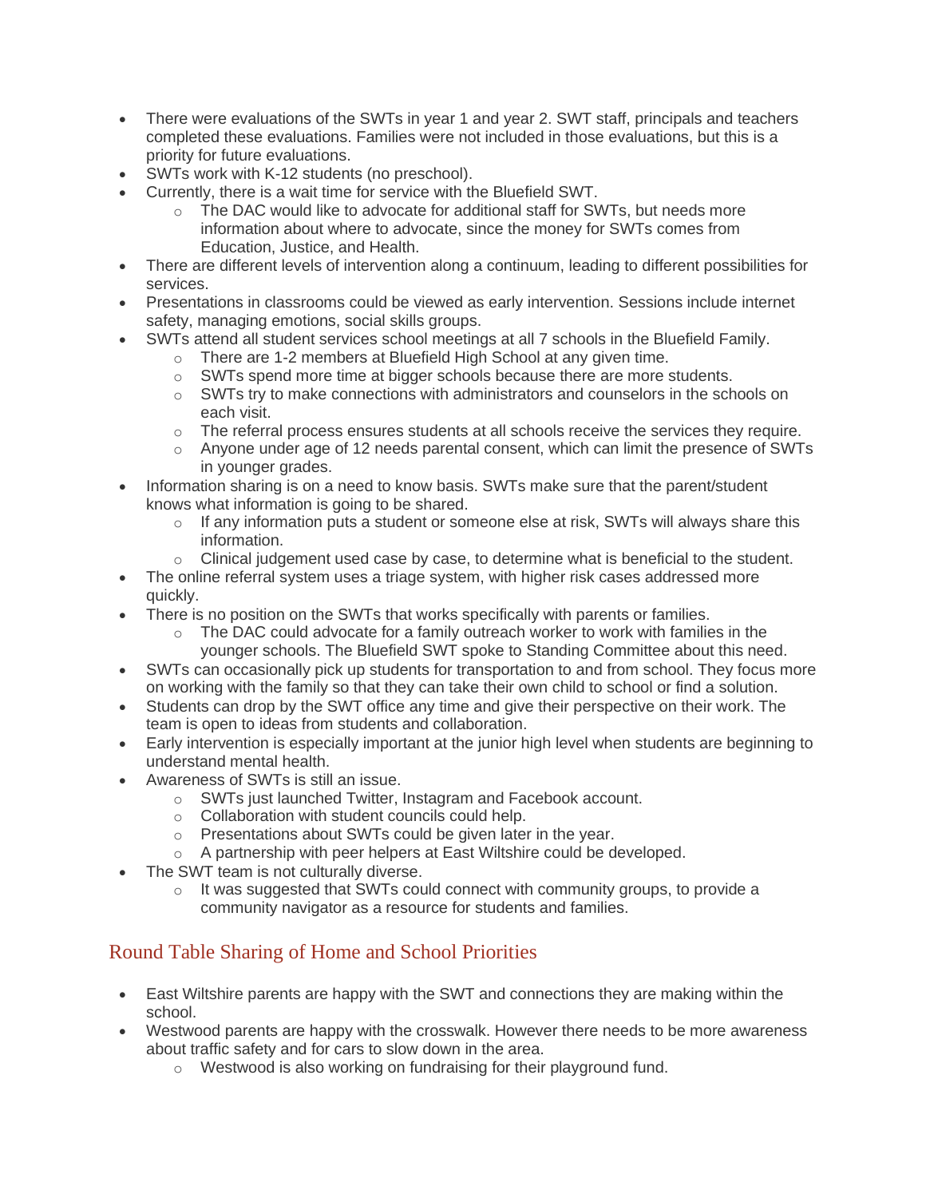- There were evaluations of the SWTs in year 1 and year 2. SWT staff, principals and teachers completed these evaluations. Families were not included in those evaluations, but this is a priority for future evaluations.
- SWTs work with K-12 students (no preschool).
- Currently, there is a wait time for service with the Bluefield SWT.
  - The DAC would like to advocate for additional staff for SWTs, but needs more information about where to advocate, since the money for SWTs comes from Education, Justice, and Health.
- There are different levels of intervention along a continuum, leading to different possibilities for services.
- Presentations in classrooms could be viewed as early intervention. Sessions include internet safety, managing emotions, social skills groups.
- SWTs attend all student services school meetings at all 7 schools in the Bluefield Family.
  - There are 1-2 members at Bluefield High School at any given time.
  - SWTs spend more time at bigger schools because there are more students.
  - SWTs try to make connections with administrators and counselors in the schools on each visit.
  - The referral process ensures students at all schools receive the services they require.
  - Anyone under age of 12 needs parental consent, which can limit the presence of SWTs in younger grades.
- Information sharing is on a need to know basis. SWTs make sure that the parent/student knows what information is going to be shared.
  - If any information puts a student or someone else at risk, SWTs will always share this information.
  - Clinical judgement used case by case, to determine what is beneficial to the student.
- The online referral system uses a triage system, with higher risk cases addressed more quickly.
- There is no position on the SWTs that works specifically with parents or families.
  - The DAC could advocate for a family outreach worker to work with families in the younger schools. The Bluefield SWT spoke to Standing Committee about this need.
- SWTs can occasionally pick up students for transportation to and from school. They focus more on working with the family so that they can take their own child to school or find a solution.
- Students can drop by the SWT office any time and give their perspective on their work. The team is open to ideas from students and collaboration.
- Early intervention is especially important at the junior high level when students are beginning to understand mental health.
- Awareness of SWTs is still an issue.
  - SWTs just launched Twitter, Instagram and Facebook account.
  - Collaboration with student councils could help.
  - Presentations about SWTs could be given later in the year.
  - A partnership with peer helpers at East Wiltshire could be developed.
- The SWT team is not culturally diverse.
  - It was suggested that SWTs could connect with community groups, to provide a community navigator as a resource for students and families.

## Round Table Sharing of Home and School Priorities

- East Wiltshire parents are happy with the SWT and connections they are making within the school.
- Westwood parents are happy with the crosswalk. However there needs to be more awareness about traffic safety and for cars to slow down in the area.
  - Westwood is also working on fundraising for their playground fund.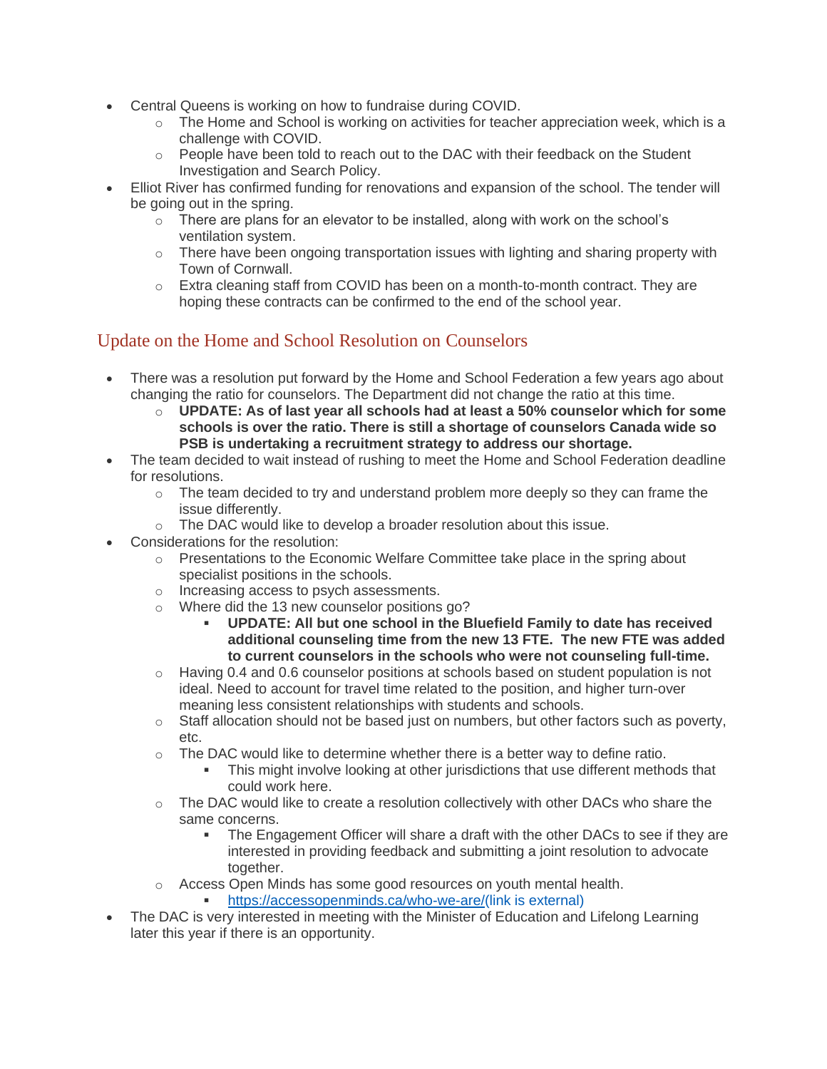- Central Queens is working on how to fundraise during COVID.
  - The Home and School is working on activities for teacher appreciation week, which is a challenge with COVID.
  - People have been told to reach out to the DAC with their feedback on the Student Investigation and Search Policy.
- Elliot River has confirmed funding for renovations and expansion of the school. The tender will be going out in the spring.
  - There are plans for an elevator to be installed, along with work on the school's ventilation system.
  - There have been ongoing transportation issues with lighting and sharing property with Town of Cornwall.
  - Extra cleaning staff from COVID has been on a month-to-month contract. They are hoping these contracts can be confirmed to the end of the school year.

## Update on the Home and School Resolution on Counselors

- There was a resolution put forward by the Home and School Federation a few years ago about changing the ratio for counselors. The Department did not change the ratio at this time.
  - **UPDATE: As of last year all schools had at least a 50% counselor which for some schools is over the ratio. There is still a shortage of counselors Canada wide so PSB is undertaking a recruitment strategy to address our shortage.**
- The team decided to wait instead of rushing to meet the Home and School Federation deadline for resolutions.
  - The team decided to try and understand problem more deeply so they can frame the issue differently.
  - The DAC would like to develop a broader resolution about this issue.
- Considerations for the resolution:
  - Presentations to the Economic Welfare Committee take place in the spring about specialist positions in the schools.
  - Increasing access to psych assessments.
  - Where did the 13 new counselor positions go?
    - **UPDATE: All but one school in the Bluefield Family to date has received additional counseling time from the new 13 FTE. The new FTE was added to current counselors in the schools who were not counseling full-time.**
  - Having 0.4 and 0.6 counselor positions at schools based on student population is not ideal. Need to account for travel time related to the position, and higher turn-over meaning less consistent relationships with students and schools.
  - Staff allocation should not be based just on numbers, but other factors such as poverty, etc.
  - The DAC would like to determine whether there is a better way to define ratio.
    - This might involve looking at other jurisdictions that use different methods that could work here.
  - The DAC would like to create a resolution collectively with other DACs who share the same concerns.
    - The Engagement Officer will share a draft with the other DACs to see if they are interested in providing feedback and submitting a joint resolution to advocate together.
  - Access Open Minds has some good resources on youth mental health.
    - https://accessopenminds.ca/who-we-are/(link is external)
- The DAC is very interested in meeting with the Minister of Education and Lifelong Learning later this year if there is an opportunity.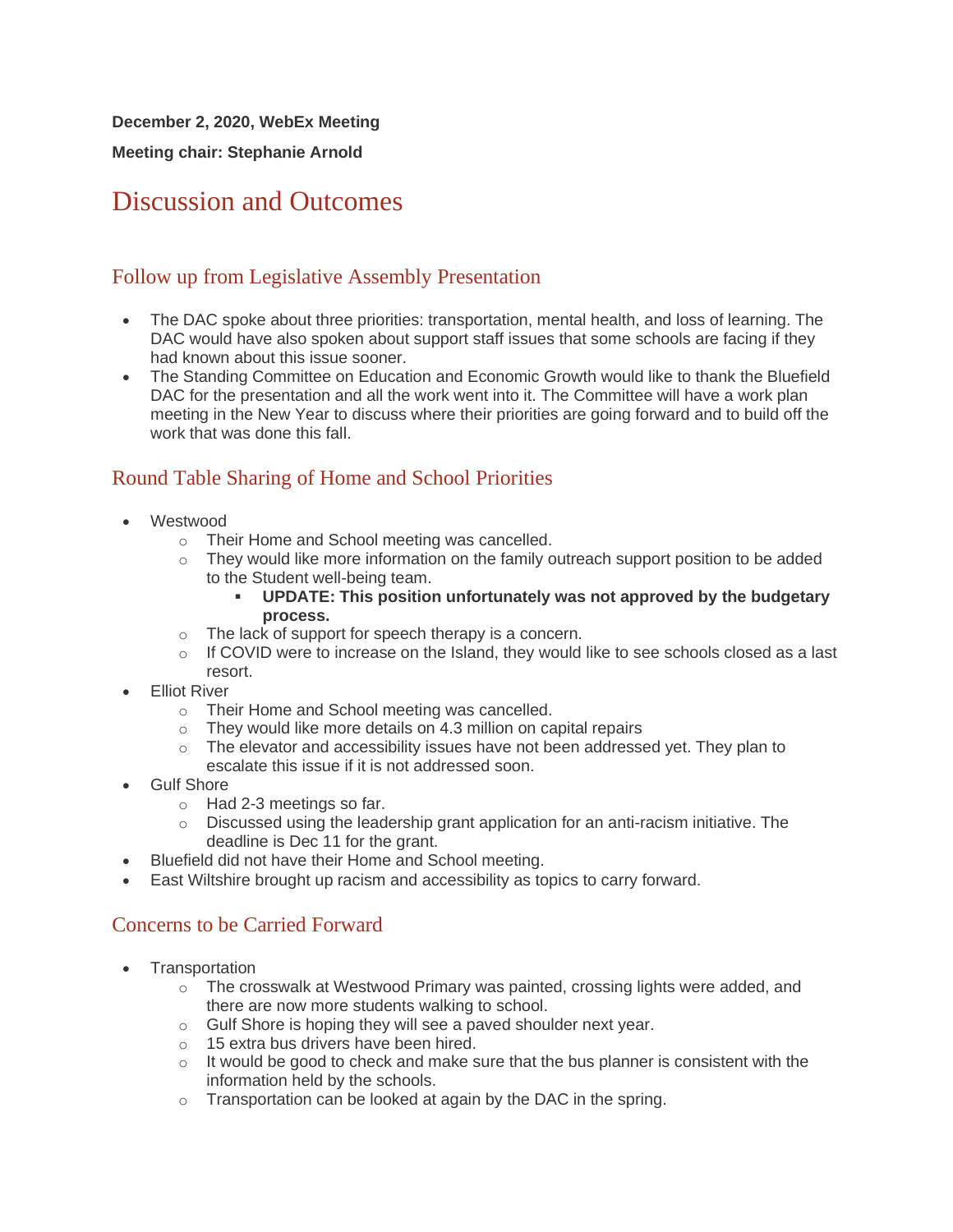**December 2, 2020, WebEx Meeting**

**Meeting chair: Stephanie Arnold**

# Discussion and Outcomes

## Follow up from Legislative Assembly Presentation

- The DAC spoke about three priorities: transportation, mental health, and loss of learning. The DAC would have also spoken about support staff issues that some schools are facing if they had known about this issue sooner.
- The Standing Committee on Education and Economic Growth would like to thank the Bluefield DAC for the presentation and all the work went into it. The Committee will have a work plan meeting in the New Year to discuss where their priorities are going forward and to build off the work that was done this fall.

## Round Table Sharing of Home and School Priorities

- Westwood
  - Their Home and School meeting was cancelled.
  - They would like more information on the family outreach support position to be added to the Student well-being team.
    - **UPDATE: This position unfortunately was not approved by the budgetary process.**
  - The lack of support for speech therapy is a concern.
  - If COVID were to increase on the Island, they would like to see schools closed as a last resort.
- Elliot River
  - Their Home and School meeting was cancelled.
  - They would like more details on 4.3 million on capital repairs
  - The elevator and accessibility issues have not been addressed yet. They plan to escalate this issue if it is not addressed soon.
- Gulf Shore
  - Had 2-3 meetings so far.
  - Discussed using the leadership grant application for an anti-racism initiative. The deadline is Dec 11 for the grant.
- Bluefield did not have their Home and School meeting.
- East Wiltshire brought up racism and accessibility as topics to carry forward.

## Concerns to be Carried Forward

- Transportation
  - The crosswalk at Westwood Primary was painted, crossing lights were added, and there are now more students walking to school.
  - Gulf Shore is hoping they will see a paved shoulder next year.
  - 15 extra bus drivers have been hired.
  - It would be good to check and make sure that the bus planner is consistent with the information held by the schools.
  - Transportation can be looked at again by the DAC in the spring.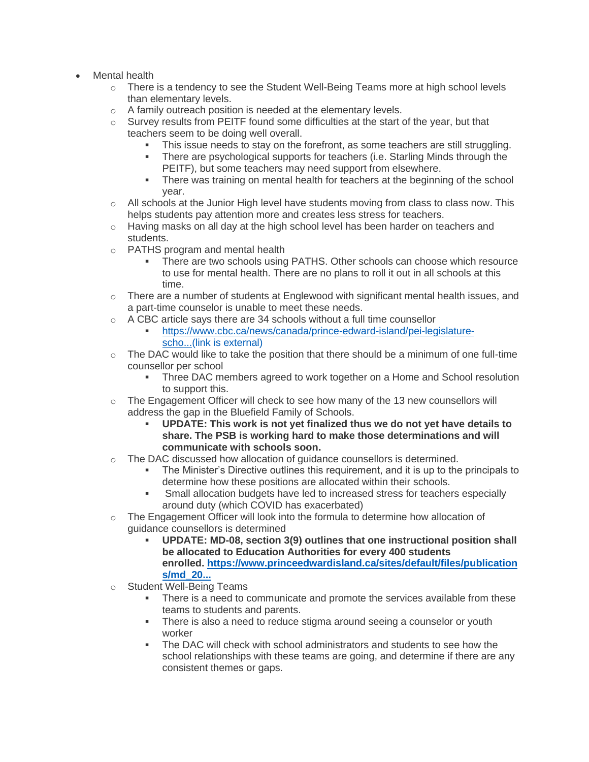- Mental health
    - There is a tendency to see the Student Well-Being Teams more at high school levels than elementary levels.
    - A family outreach position is needed at the elementary levels.
    - Survey results from PEITF found some difficulties at the start of the year, but that teachers seem to be doing well overall.
        - This issue needs to stay on the forefront, as some teachers are still struggling.
        - There are psychological supports for teachers (i.e. Starling Minds through the PEITF), but some teachers may need support from elsewhere.
        - There was training on mental health for teachers at the beginning of the school year.
    - All schools at the Junior High level have students moving from class to class now. This helps students pay attention more and creates less stress for teachers.
    - Having masks on all day at the high school level has been harder on teachers and students.
    - PATHS program and mental health
        - There are two schools using PATHS. Other schools can choose which resource to use for mental health. There are no plans to roll it out in all schools at this time.
    - There are a number of students at Englewood with significant mental health issues, and a part-time counselor is unable to meet these needs.
    - A CBC article says there are 34 schools without a full time counsellor
        - [https://www.cbc.ca/news/canada/prince-edward-island/pei-legislature-scho...(link is external)](https://www.cbc.ca/news/canada/prince-edward-island/pei-legislature-scho...)
    - The DAC would like to take the position that there should be a minimum of one full-time counsellor per school
        - Three DAC members agreed to work together on a Home and School resolution to support this.
    - The Engagement Officer will check to see how many of the 13 new counsellors will address the gap in the Bluefield Family of Schools.
        - **UPDATE: This work is not yet finalized thus we do not yet have details to share. The PSB is working hard to make those determinations and will communicate with schools soon.**
    - The DAC discussed how allocation of guidance counsellors is determined.
        - The Minister's Directive outlines this requirement, and it is up to the principals to determine how these positions are allocated within their schools.
        - Small allocation budgets have led to increased stress for teachers especially around duty (which COVID has exacerbated)
    - The Engagement Officer will look into the formula to determine how allocation of guidance counsellors is determined
        - **UPDATE: MD-08, section 3(9) outlines that one instructional position shall be allocated to Education Authorities for every 400 students enrolled. [https://www.princeedwardisland.ca/sites/default/files/publications/md_20...](https://www.princeedwardisland.ca/sites/default/files/publications/md_20...)**
    - Student Well-Being Teams
        - There is a need to communicate and promote the services available from these teams to students and parents.
        - There is also a need to reduce stigma around seeing a counselor or youth worker
        - The DAC will check with school administrators and students to see how the school relationships with these teams are going, and determine if there are any consistent themes or gaps.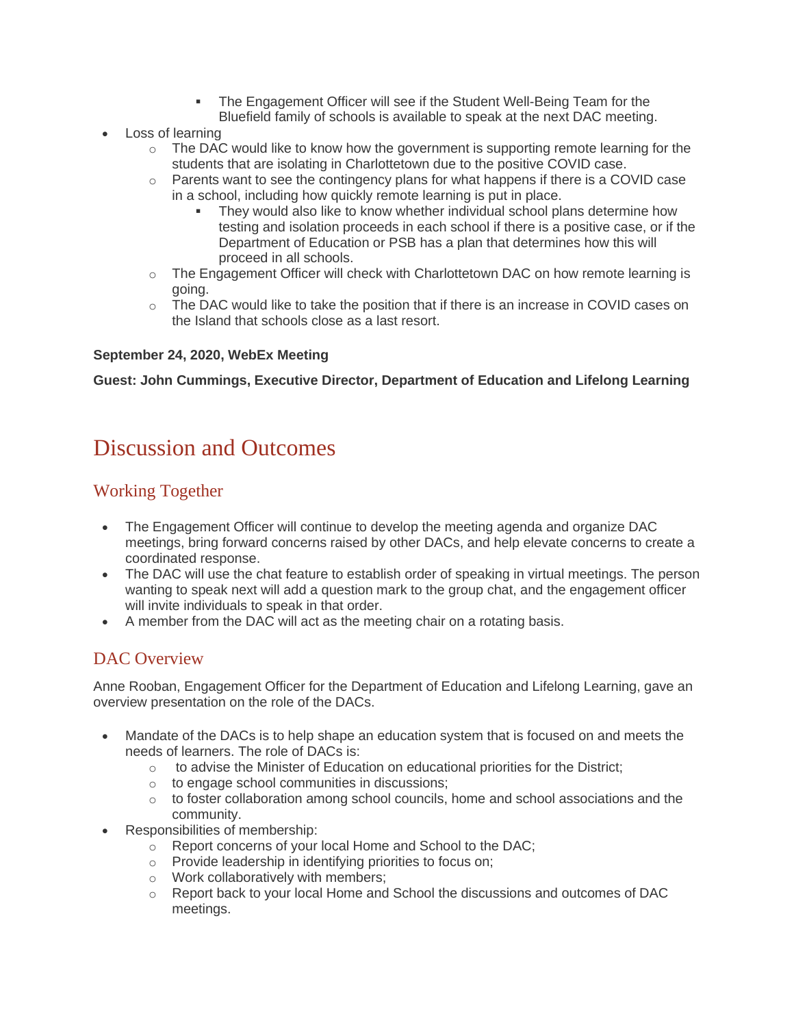- The Engagement Officer will see if the Student Well-Being Team for the Bluefield family of schools is available to speak at the next DAC meeting.
- Loss of learning
    - The DAC would like to know how the government is supporting remote learning for the students that are isolating in Charlottetown due to the positive COVID case.
    - Parents want to see the contingency plans for what happens if there is a COVID case in a school, including how quickly remote learning is put in place.
        - They would also like to know whether individual school plans determine how testing and isolation proceeds in each school if there is a positive case, or if the Department of Education or PSB has a plan that determines how this will proceed in all schools.
    - The Engagement Officer will check with Charlottetown DAC on how remote learning is going.
    - The DAC would like to take the position that if there is an increase in COVID cases on the Island that schools close as a last resort.

**September 24, 2020, WebEx Meeting**

**Guest: John Cummings, Executive Director, Department of Education and Lifelong Learning**

# Discussion and Outcomes

## Working Together

- The Engagement Officer will continue to develop the meeting agenda and organize DAC meetings, bring forward concerns raised by other DACs, and help elevate concerns to create a coordinated response.
- The DAC will use the chat feature to establish order of speaking in virtual meetings. The person wanting to speak next will add a question mark to the group chat, and the engagement officer will invite individuals to speak in that order.
- A member from the DAC will act as the meeting chair on a rotating basis.

## DAC Overview

Anne Rooban, Engagement Officer for the Department of Education and Lifelong Learning, gave an overview presentation on the role of the DACs.

- Mandate of the DACs is to help shape an education system that is focused on and meets the needs of learners. The role of DACs is:
    - to advise the Minister of Education on educational priorities for the District;
    - to engage school communities in discussions;
    - to foster collaboration among school councils, home and school associations and the community.
- Responsibilities of membership:
    - Report concerns of your local Home and School to the DAC;
    - Provide leadership in identifying priorities to focus on;
    - Work collaboratively with members;
    - Report back to your local Home and School the discussions and outcomes of DAC meetings.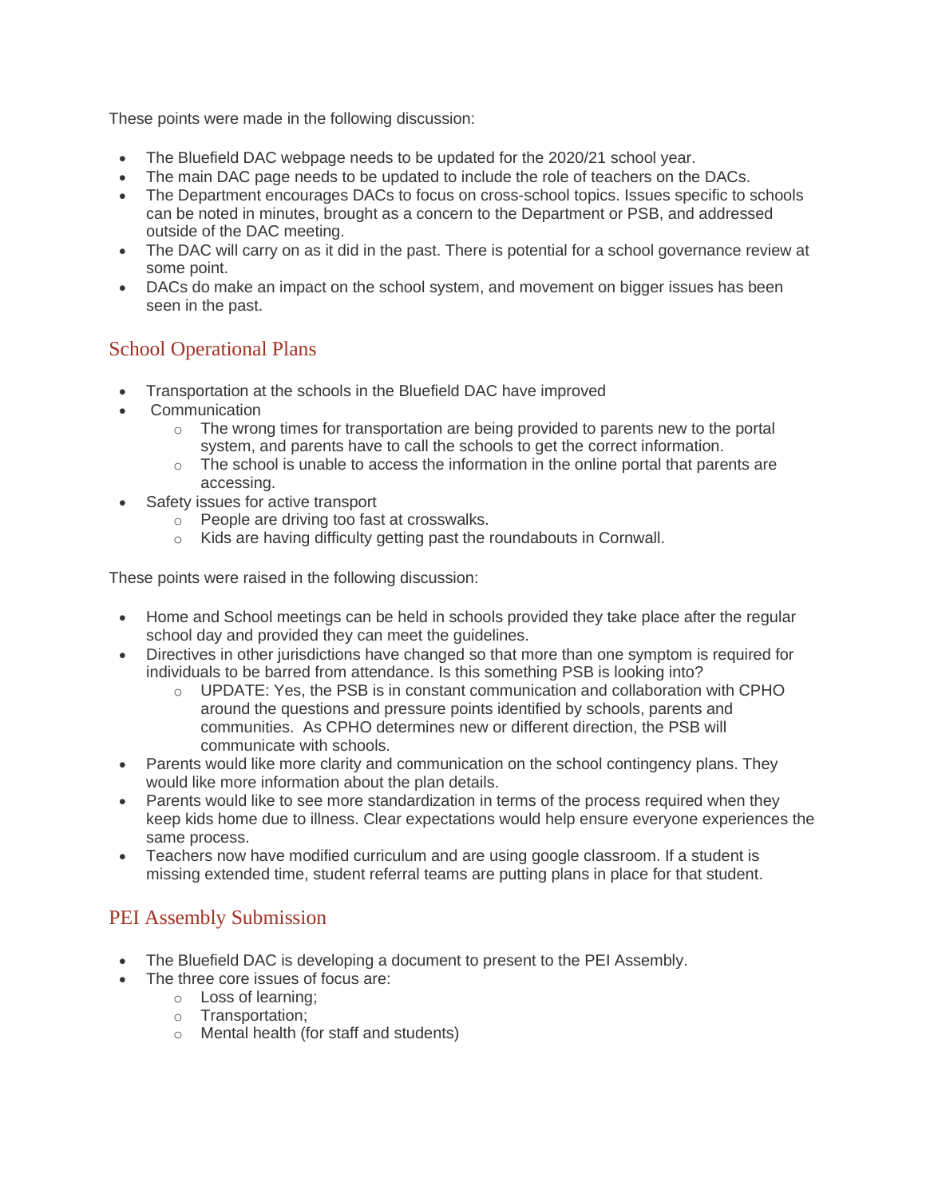These points were made in the following discussion:

- The Bluefield DAC webpage needs to be updated for the 2020/21 school year.
- The main DAC page needs to be updated to include the role of teachers on the DACs.
- The Department encourages DACs to focus on cross-school topics. Issues specific to schools can be noted in minutes, brought as a concern to the Department or PSB, and addressed outside of the DAC meeting.
- The DAC will carry on as it did in the past. There is potential for a school governance review at some point.
- DACs do make an impact on the school system, and movement on bigger issues has been seen in the past.

## School Operational Plans

- Transportation at the schools in the Bluefield DAC have improved
- Communication
  - The wrong times for transportation are being provided to parents new to the portal system, and parents have to call the schools to get the correct information.
  - The school is unable to access the information in the online portal that parents are accessing.
- Safety issues for active transport
  - People are driving too fast at crosswalks.
  - Kids are having difficulty getting past the roundabouts in Cornwall.

These points were raised in the following discussion:

- Home and School meetings can be held in schools provided they take place after the regular school day and provided they can meet the guidelines.
- Directives in other jurisdictions have changed so that more than one symptom is required for individuals to be barred from attendance. Is this something PSB is looking into?
  - UPDATE: Yes, the PSB is in constant communication and collaboration with CPHO around the questions and pressure points identified by schools, parents and communities. As CPHO determines new or different direction, the PSB will communicate with schools.
- Parents would like more clarity and communication on the school contingency plans. They would like more information about the plan details.
- Parents would like to see more standardization in terms of the process required when they keep kids home due to illness. Clear expectations would help ensure everyone experiences the same process.
- Teachers now have modified curriculum and are using google classroom. If a student is missing extended time, student referral teams are putting plans in place for that student.

## PEI Assembly Submission

- The Bluefield DAC is developing a document to present to the PEI Assembly.
- The three core issues of focus are:
  - Loss of learning;
  - Transportation;
  - Mental health (for staff and students)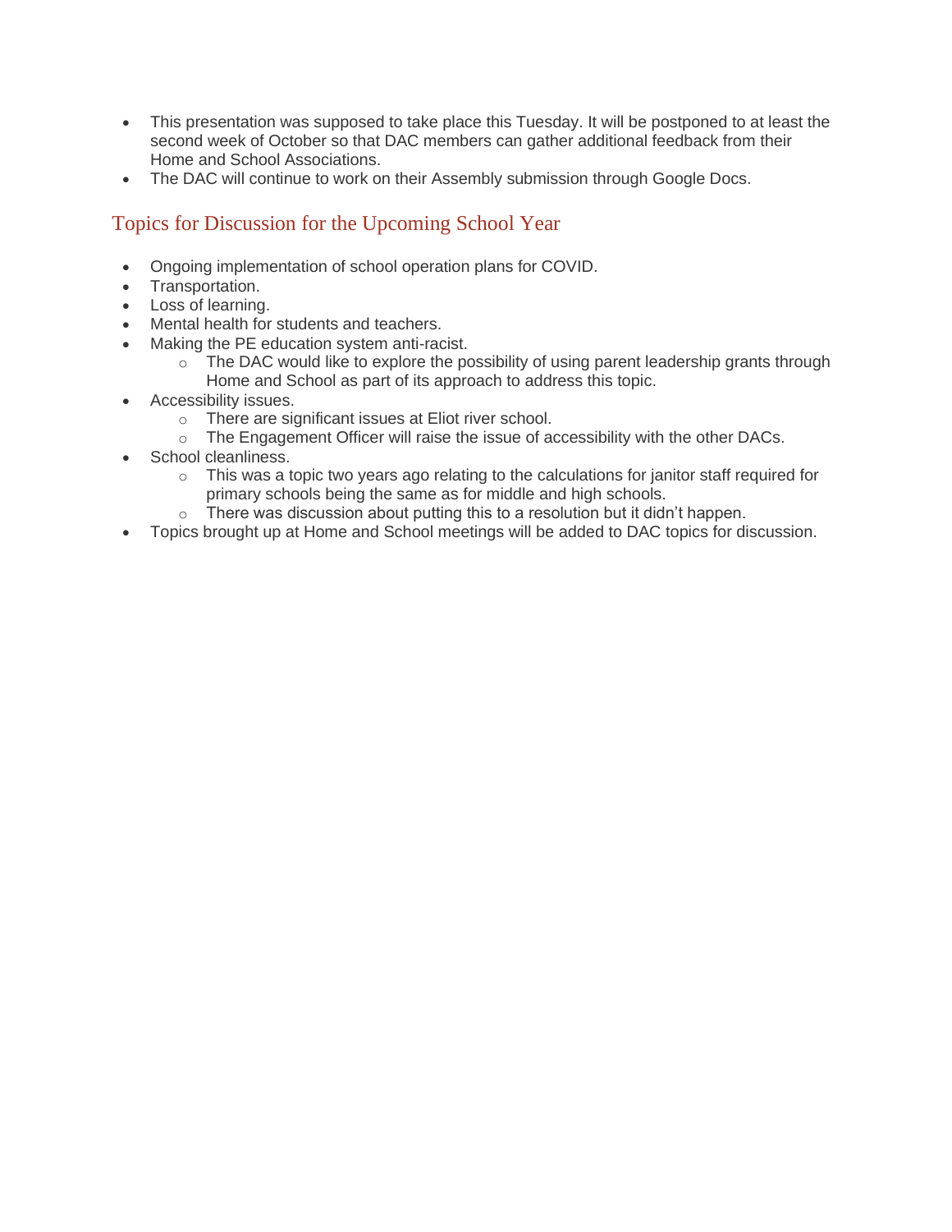- This presentation was supposed to take place this Tuesday. It will be postponed to at least the second week of October so that DAC members can gather additional feedback from their Home and School Associations.
- The DAC will continue to work on their Assembly submission through Google Docs.

## Topics for Discussion for the Upcoming School Year

- Ongoing implementation of school operation plans for COVID.
- Transportation.
- Loss of learning.
- Mental health for students and teachers.
- Making the PE education system anti-racist.
  - The DAC would like to explore the possibility of using parent leadership grants through Home and School as part of its approach to address this topic.
- Accessibility issues.
  - There are significant issues at Eliot river school.
  - The Engagement Officer will raise the issue of accessibility with the other DACs.
- School cleanliness.
  - This was a topic two years ago relating to the calculations for janitor staff required for primary schools being the same as for middle and high schools.
  - There was discussion about putting this to a resolution but it didn't happen.
- Topics brought up at Home and School meetings will be added to DAC topics for discussion.